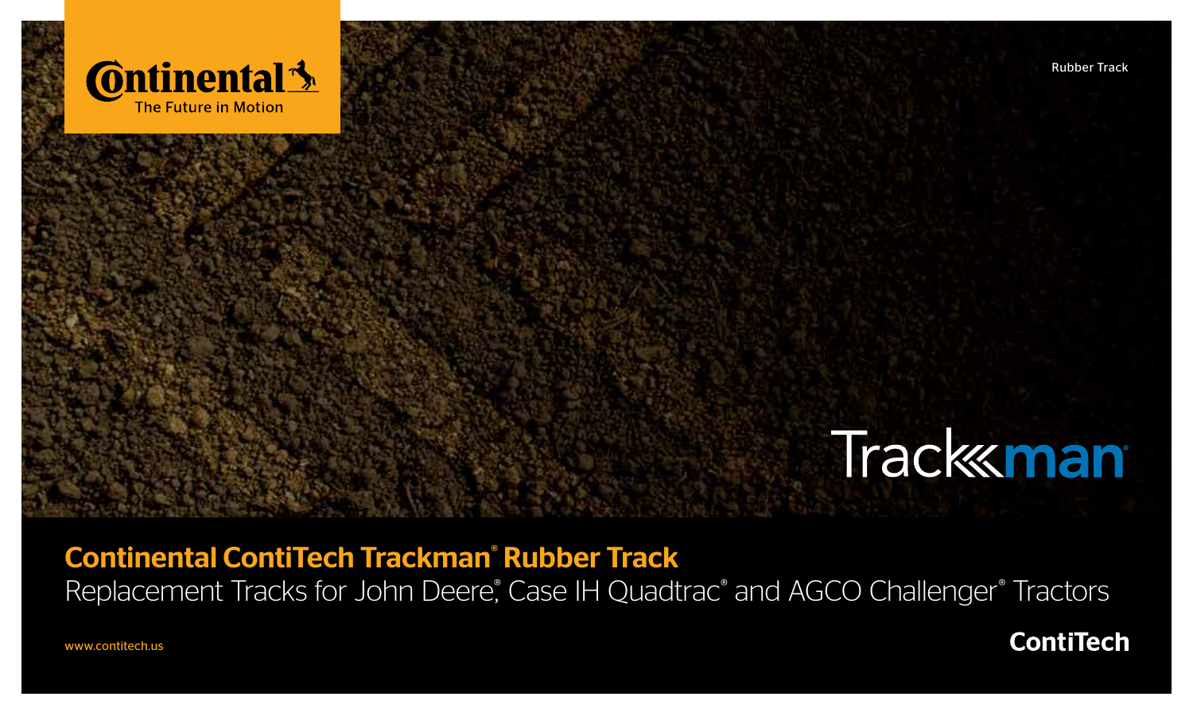Continental The Future in Motion

Rubber Track

Trackman®

# Continental ContiTech Trackman® Rubber Track

Replacement Tracks for John Deere®, Case IH Quadtrac® and AGCO Challenger® Tractors

www.contitech.us

ContiTech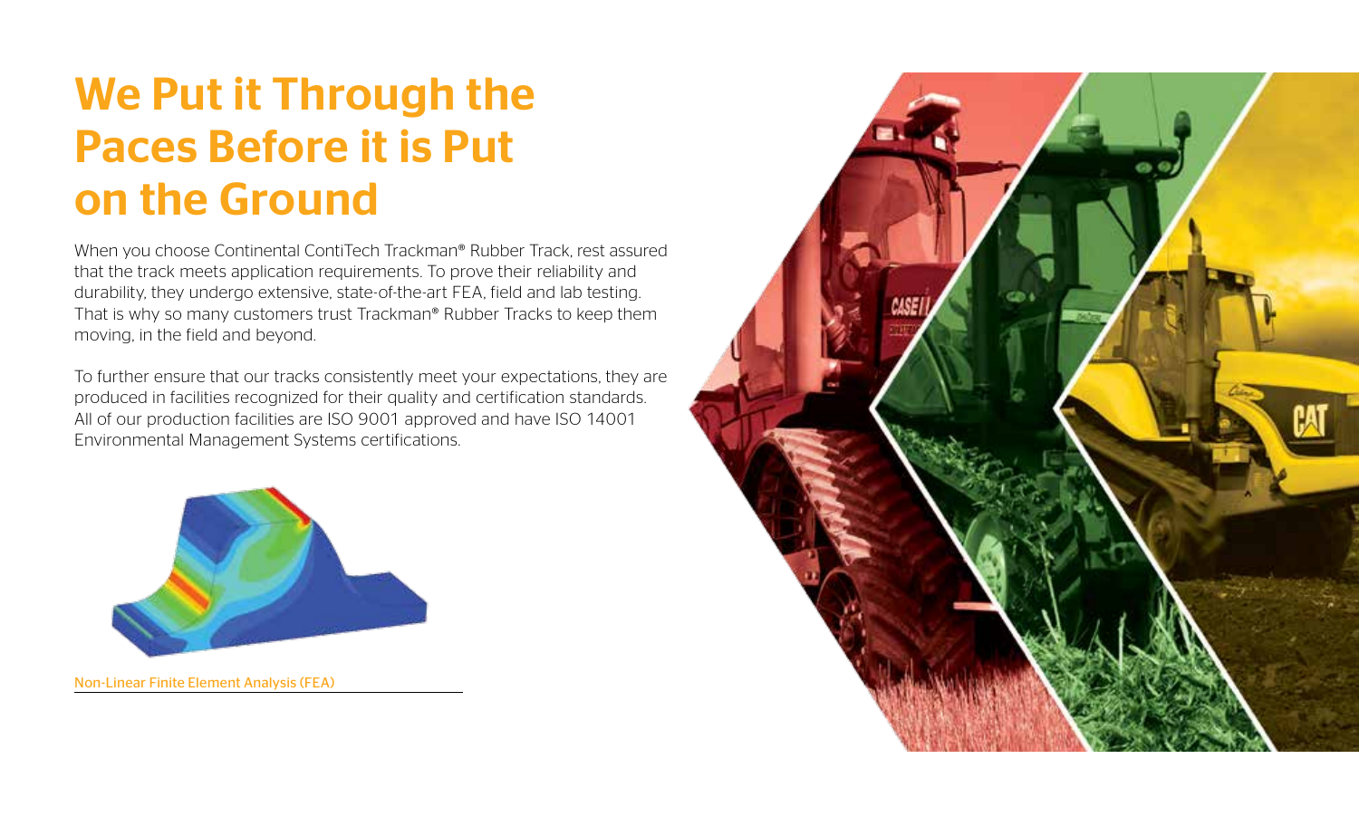# We Put it Through the Paces Before it is Put on the Ground

When you choose Continental ContiTech Trackman® Rubber Track, rest assured that the track meets application requirements. To prove their reliability and durability, they undergo extensive, state-of-the-art FEA, field and lab testing. That is why so many customers trust Trackman® Rubber Tracks to keep them moving, in the field and beyond.

To further ensure that our tracks consistently meet your expectations, they are produced in facilities recognized for their quality and certification standards. All of our production facilities are ISO 9001 approved and have ISO 14001 Environmental Management Systems certifications.

Non-Linear Finite Element Analysis (FEA)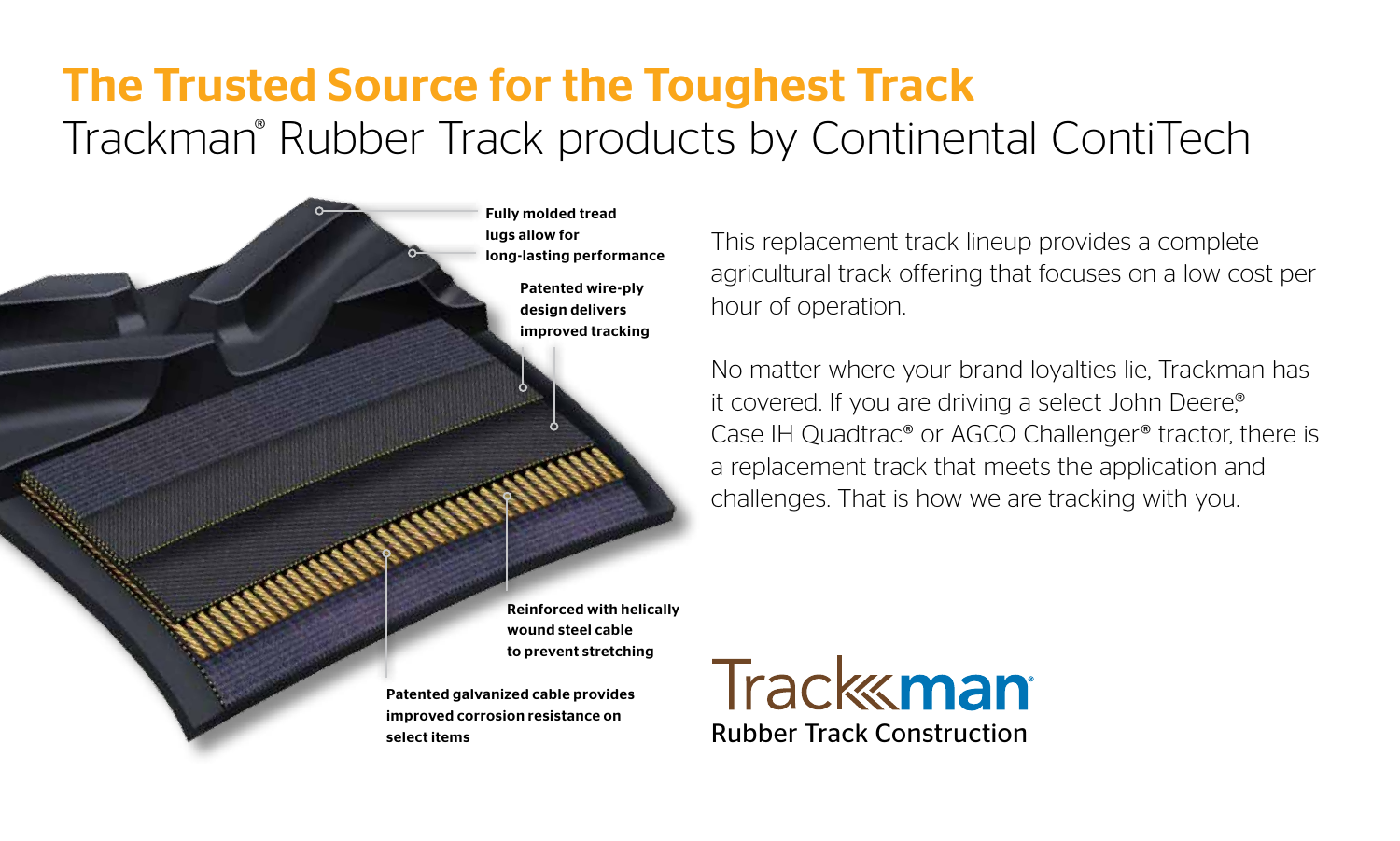# The Trusted Source for the Toughest Track

## Trackman® Rubber Track products by Continental ContiTech

**Fully molded tread lugs allow for long-lasting performance**

**Patented wire-ply design delivers improved tracking**

**Reinforced with helically wound steel cable to prevent stretching**

**Patented galvanized cable provides improved corrosion resistance on select items**

This replacement track lineup provides a complete agricultural track offering that focuses on a low cost per hour of operation.

No matter where your brand loyalties lie, Trackman has it covered. If you are driving a select John Deere,® Case IH Quadtrac® or AGCO Challenger® tractor, there is a replacement track that meets the application and challenges. That is how we are tracking with you.

Trackman®
Rubber Track Construction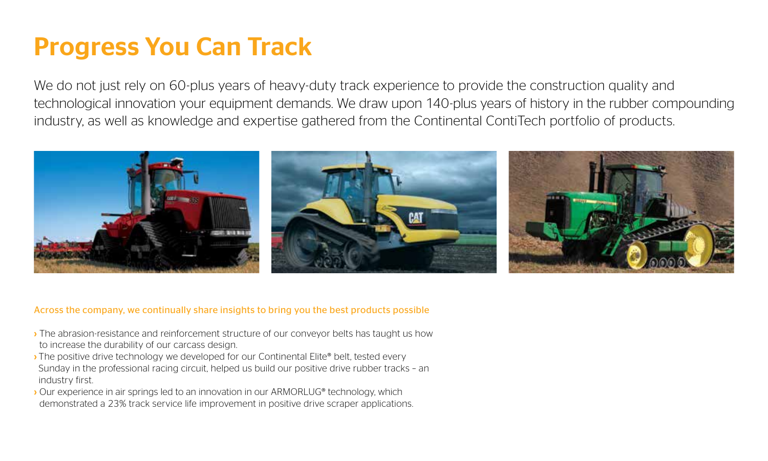# Progress You Can Track

We do not just rely on 60-plus years of heavy-duty track experience to provide the construction quality and technological innovation your equipment demands. We draw upon 140-plus years of history in the rubber compounding industry, as well as knowledge and expertise gathered from the Continental ContiTech portfolio of products.

Across the company, we continually share insights to bring you the best products possible

- The abrasion-resistance and reinforcement structure of our conveyor belts has taught us how to increase the durability of our carcass design.
- The positive drive technology we developed for our Continental Elite® belt, tested every Sunday in the professional racing circuit, helped us build our positive drive rubber tracks – an industry first.
- Our experience in air springs led to an innovation in our ARMORLUG® technology, which demonstrated a 23% track service life improvement in positive drive scraper applications.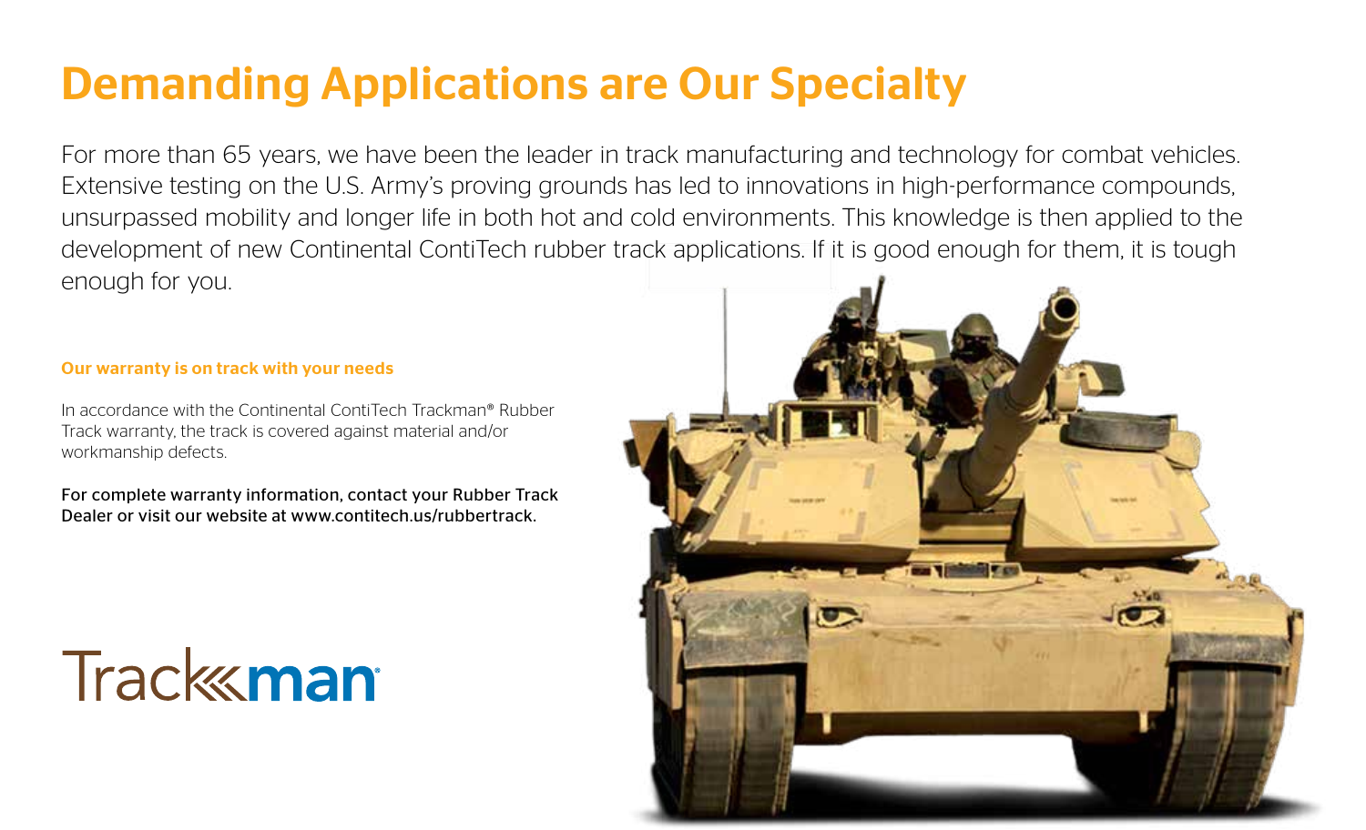# Demanding Applications are Our Specialty

For more than 65 years, we have been the leader in track manufacturing and technology for combat vehicles. Extensive testing on the U.S. Army's proving grounds has led to innovations in high-performance compounds, unsurpassed mobility and longer life in both hot and cold environments. This knowledge is then applied to the development of new Continental ContiTech rubber track applications. If it is good enough for them, it is tough enough for you.

**Our warranty is on track with your needs**

In accordance with the Continental ContiTech Trackman® Rubber Track warranty, the track is covered against material and/or workmanship defects.

For complete warranty information, contact your Rubber Track Dealer or visit our website at www.contitech.us/rubbertrack.

Trackman®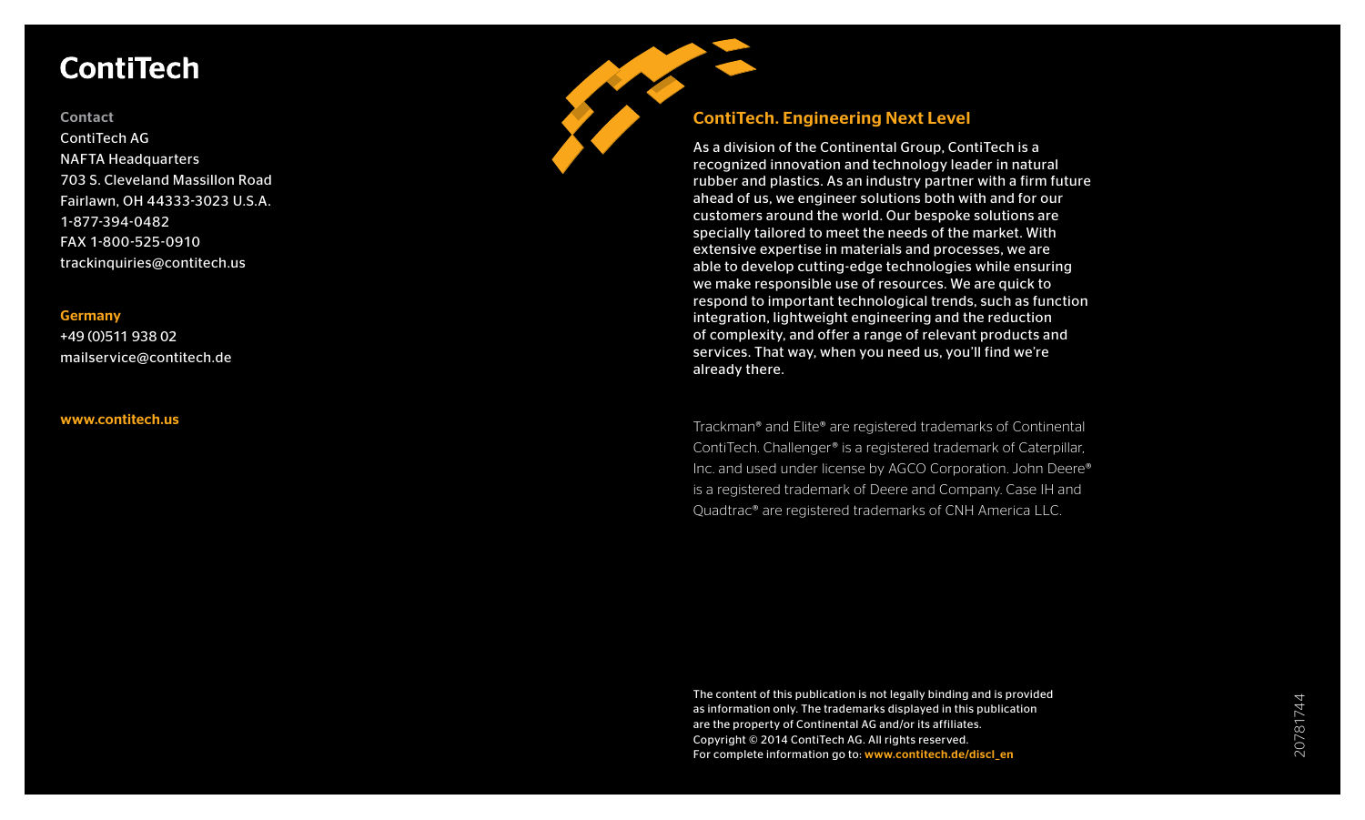# ContiTech

**Contact**
ContiTech AG
NAFTA Headquarters
703 S. Cleveland Massillon Road
Fairlawn, OH 44333-3023 U.S.A.
1-877-394-0482
FAX 1-800-525-0910
trackinquiries@contitech.us

**Germany**
+49 (0)511 938 02
mailservice@contitech.de

**www.contitech.us**

## ContiTech. Engineering Next Level

As a division of the Continental Group, ContiTech is a recognized innovation and technology leader in natural rubber and plastics. As an industry partner with a firm future ahead of us, we engineer solutions both with and for our customers around the world. Our bespoke solutions are specially tailored to meet the needs of the market. With extensive expertise in materials and processes, we are able to develop cutting-edge technologies while ensuring we make responsible use of resources. We are quick to respond to important technological trends, such as function integration, lightweight engineering and the reduction of complexity, and offer a range of relevant products and services. That way, when you need us, you'll find we're already there.

Trackman® and Elite® are registered trademarks of Continental ContiTech. Challenger® is a registered trademark of Caterpillar, Inc. and used under license by AGCO Corporation. John Deere® is a registered trademark of Deere and Company. Case IH and Quadtrac® are registered trademarks of CNH America LLC.

The content of this publication is not legally binding and is provided as information only. The trademarks displayed in this publication are the property of Continental AG and/or its affiliates.
Copyright © 2014 ContiTech AG. All rights reserved.
For complete information go to: **www.contitech.de/discl_en**

20781744